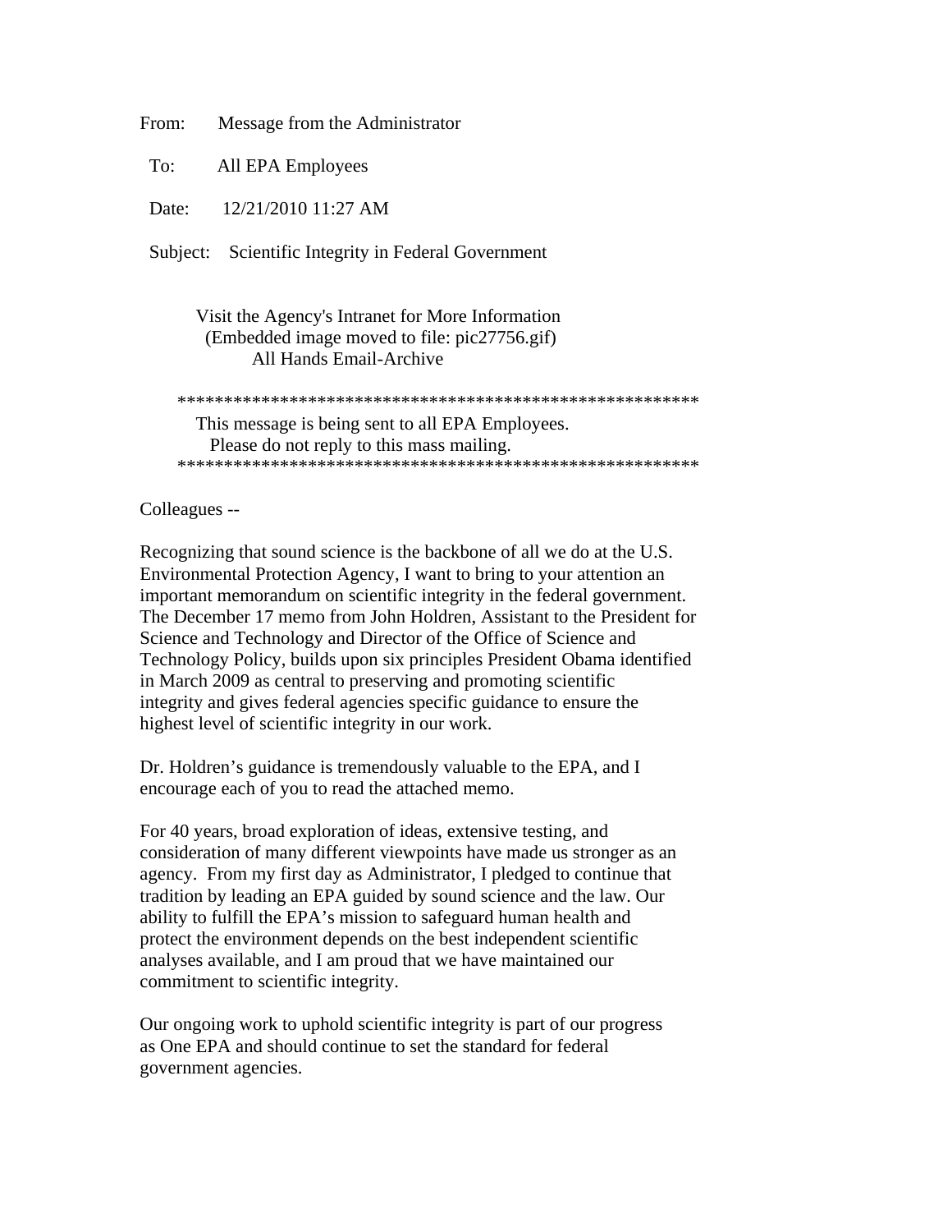From: Message from the Administrator

To: All EPA Employees

Date: 12/21/2010 11:27 AM

Subject: Scientific Integrity in Federal Government

Visit the Agency's Intranet for More Information
(Embedded image moved to file: pic27756.gif)
All Hands Email-Archive

*********************************************************
This message is being sent to all EPA Employees.
Please do not reply to this mass mailing.
*********************************************************

Colleagues --

Recognizing that sound science is the backbone of all we do at the U.S. Environmental Protection Agency, I want to bring to your attention an important memorandum on scientific integrity in the federal government. The December 17 memo from John Holdren, Assistant to the President for Science and Technology and Director of the Office of Science and Technology Policy, builds upon six principles President Obama identified in March 2009 as central to preserving and promoting scientific integrity and gives federal agencies specific guidance to ensure the highest level of scientific integrity in our work.

Dr. Holdren's guidance is tremendously valuable to the EPA, and I encourage each of you to read the attached memo.

For 40 years, broad exploration of ideas, extensive testing, and consideration of many different viewpoints have made us stronger as an agency. From my first day as Administrator, I pledged to continue that tradition by leading an EPA guided by sound science and the law. Our ability to fulfill the EPA's mission to safeguard human health and protect the environment depends on the best independent scientific analyses available, and I am proud that we have maintained our commitment to scientific integrity.

Our ongoing work to uphold scientific integrity is part of our progress as One EPA and should continue to set the standard for federal government agencies.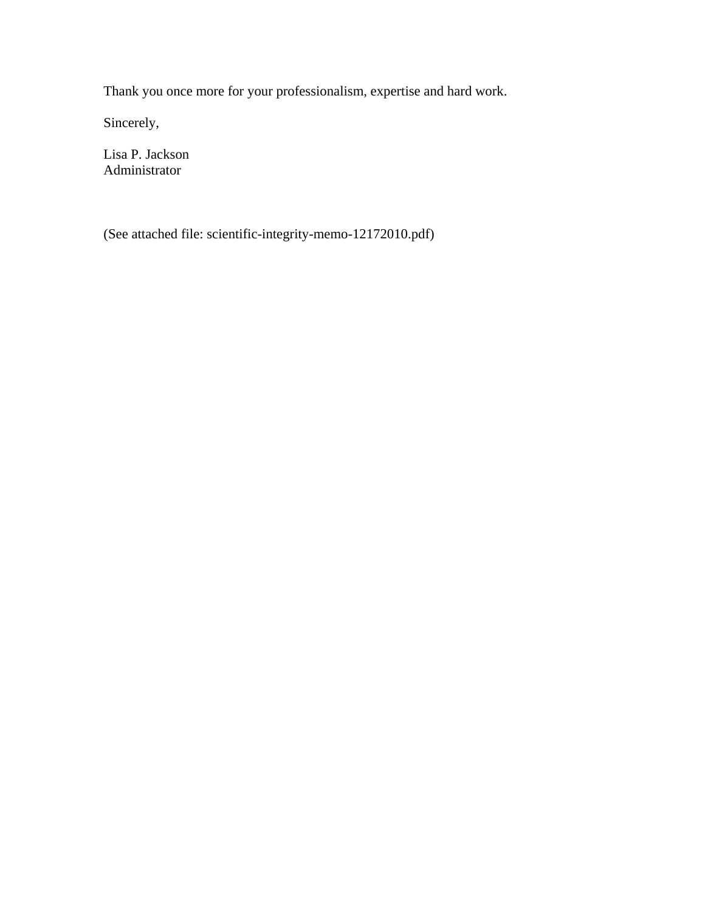Thank you once more for your professionalism, expertise and hard work.

Sincerely,

Lisa P. Jackson
Administrator

(See attached file: scientific-integrity-memo-12172010.pdf)